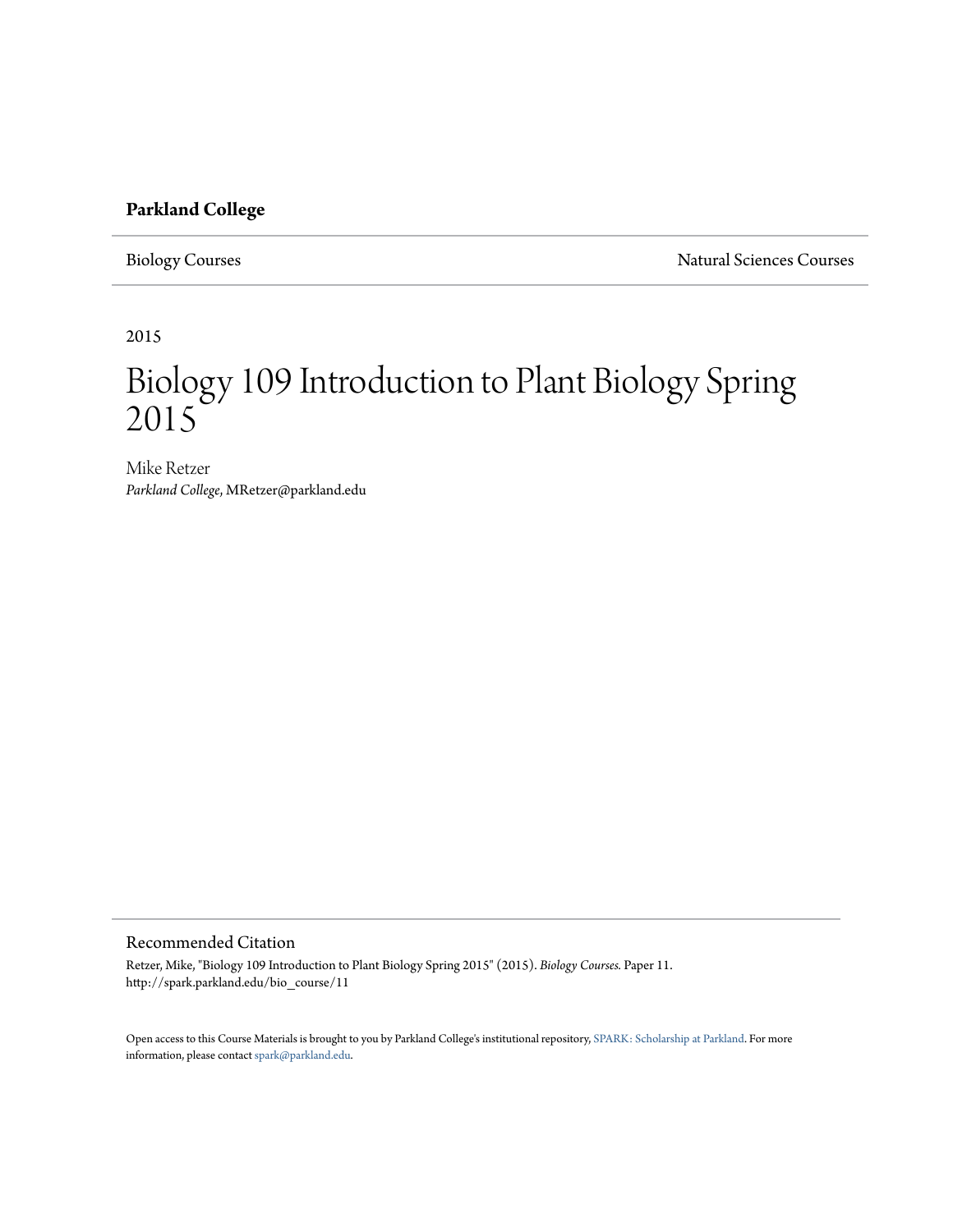**Parkland College**

Biology Courses

Natural Sciences Courses

2015

# Biology 109 Introduction to Plant Biology Spring 2015

Mike Retzer

*Parkland College*, MRetzer@parkland.edu

## Recommended Citation

Retzer, Mike, "Biology 109 Introduction to Plant Biology Spring 2015" (2015). *Biology Courses.* Paper 11.
http://spark.parkland.edu/bio_course/11

Open access to this Course Materials is brought to you by Parkland College's institutional repository, SPARK: Scholarship at Parkland. For more information, please contact spark@parkland.edu.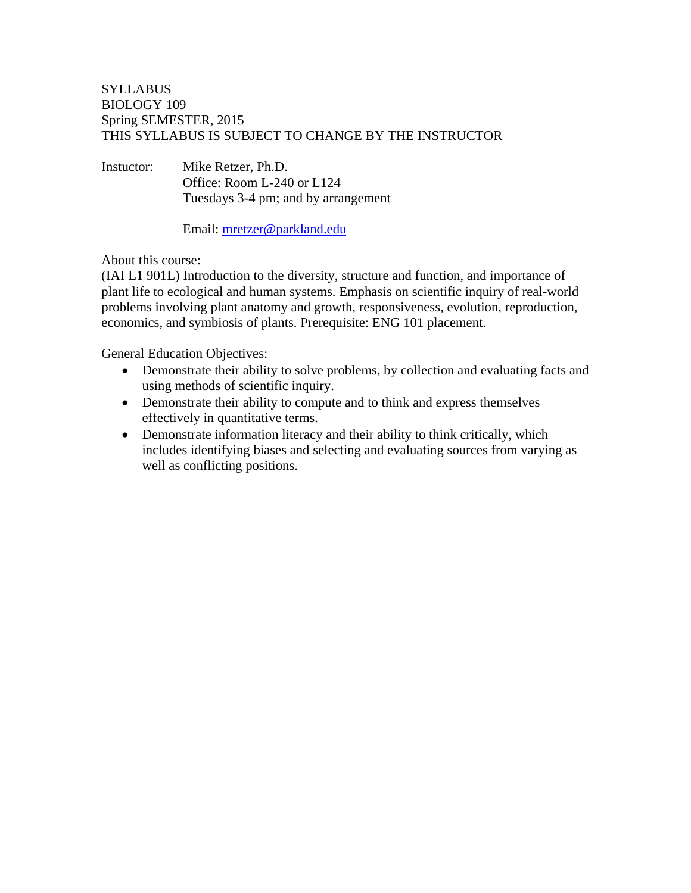SYLLABUS
BIOLOGY 109
Spring SEMESTER, 2015
THIS SYLLABUS IS SUBJECT TO CHANGE BY THE INSTRUCTOR

Instuctor: Mike Retzer, Ph.D.
Office: Room L-240 or L124
Tuesdays 3-4 pm; and by arrangement

Email: [mretzer@parkland.edu](mailto:mretzer@parkland.edu)

About this course:
(IAI L1 901L) Introduction to the diversity, structure and function, and importance of plant life to ecological and human systems. Emphasis on scientific inquiry of real-world problems involving plant anatomy and growth, responsiveness, evolution, reproduction, economics, and symbiosis of plants. Prerequisite: ENG 101 placement.

General Education Objectives:

- Demonstrate their ability to solve problems, by collection and evaluating facts and using methods of scientific inquiry.
- Demonstrate their ability to compute and to think and express themselves effectively in quantitative terms.
- Demonstrate information literacy and their ability to think critically, which includes identifying biases and selecting and evaluating sources from varying as well as conflicting positions.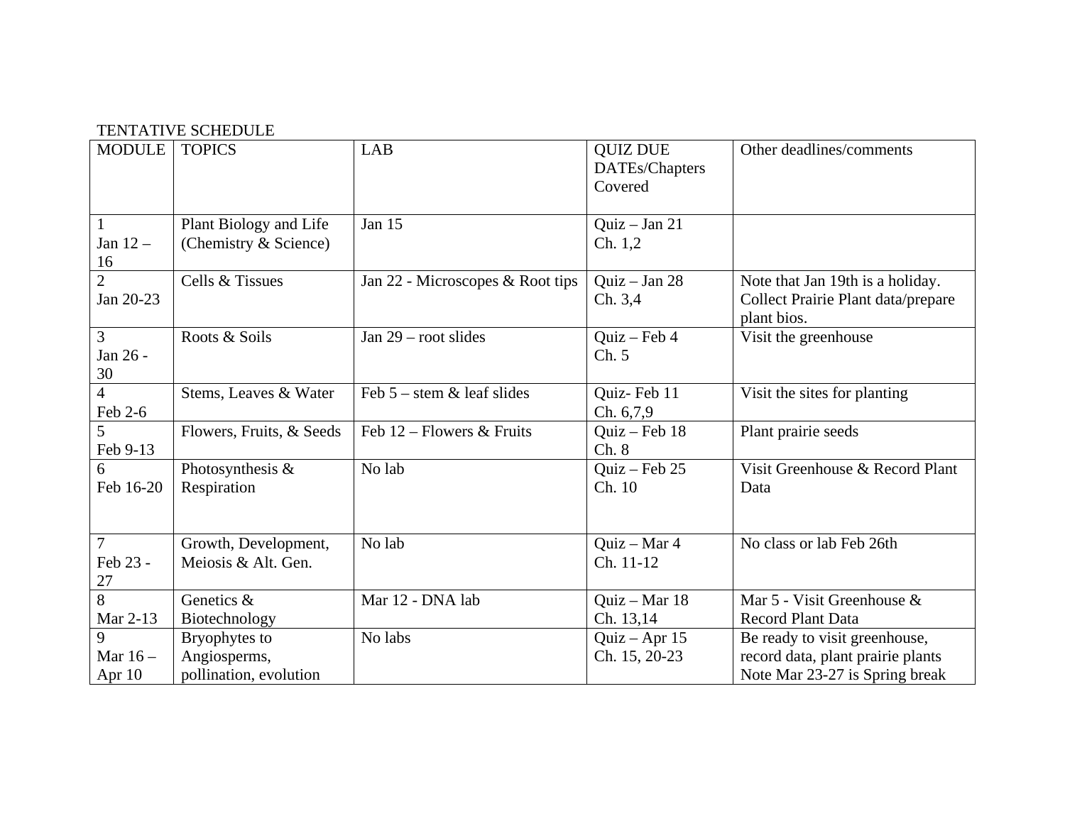TENTATIVE SCHEDULE

| MODULE | TOPICS | LAB | QUIZ DUE DATEs/Chapters Covered | Other deadlines/comments |
| --- | --- | --- | --- | --- |
| 1<br>Jan 12 – 16 | Plant Biology and Life (Chemistry & Science) | Jan 15 | Quiz – Jan 21<br>Ch. 1,2 | |
| 2<br>Jan 20-23 | Cells & Tissues | Jan 22 - Microscopes & Root tips | Quiz – Jan 28<br>Ch. 3,4 | Note that Jan 19th is a holiday. Collect Prairie Plant data/prepare plant bios. |
| 3<br>Jan 26 - 30 | Roots & Soils | Jan 29 – root slides | Quiz – Feb 4<br>Ch. 5 | Visit the greenhouse |
| 4<br>Feb 2-6 | Stems, Leaves & Water | Feb 5 – stem & leaf slides | Quiz- Feb 11<br>Ch. 6,7,9 | Visit the sites for planting |
| 5<br>Feb 9-13 | Flowers, Fruits, & Seeds | Feb 12 – Flowers & Fruits | Quiz – Feb 18<br>Ch. 8 | Plant prairie seeds |
| 6<br>Feb 16-20 | Photosynthesis & Respiration | No lab | Quiz – Feb 25<br>Ch. 10 | Visit Greenhouse & Record Plant Data |
| 7<br>Feb 23 - 27 | Growth, Development, Meiosis & Alt. Gen. | No lab | Quiz – Mar 4<br>Ch. 11-12 | No class or lab Feb 26th |
| 8<br>Mar 2-13 | Genetics & Biotechnology | Mar 12 - DNA lab | Quiz – Mar 18<br>Ch. 13,14 | Mar 5 - Visit Greenhouse & Record Plant Data |
| 9<br>Mar 16 – Apr 10 | Bryophytes to Angiosperms, pollination, evolution | No labs | Quiz – Apr 15<br>Ch. 15, 20-23 | Be ready to visit greenhouse, record data, plant prairie plants<br>Note Mar 23-27 is Spring break |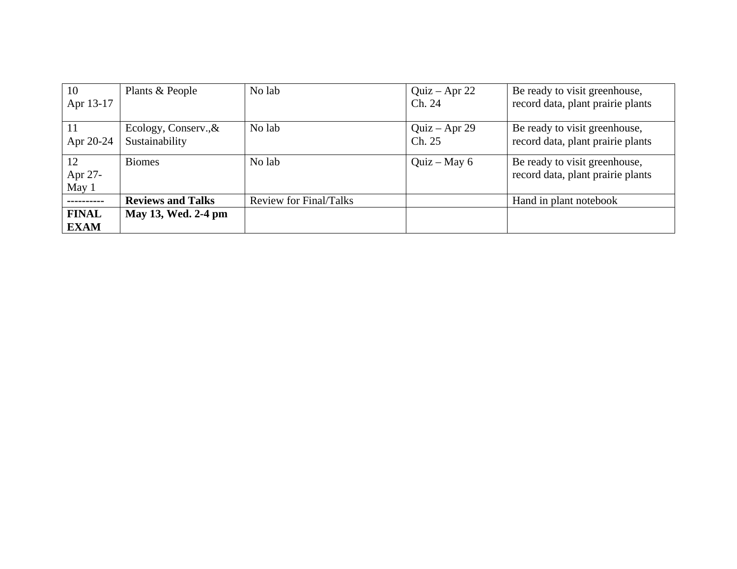| 10<br>Apr 13-17 | Plants & People | No lab | Quiz – Apr 22<br>Ch. 24 | Be ready to visit greenhouse, record data, plant prairie plants |
|---|---|---|---|---|
| 11<br>Apr 20-24 | Ecology, Conserv.,& Sustainability | No lab | Quiz – Apr 29<br>Ch. 25 | Be ready to visit greenhouse, record data, plant prairie plants |
| 12<br>Apr 27-May 1 | Biomes | No lab | Quiz – May 6 | Be ready to visit greenhouse, record data, plant prairie plants |
| **----------** | **Reviews and Talks** | Review for Final/Talks | | Hand in plant notebook |
| **FINAL EXAM** | **May 13, Wed. 2-4 pm** | | | |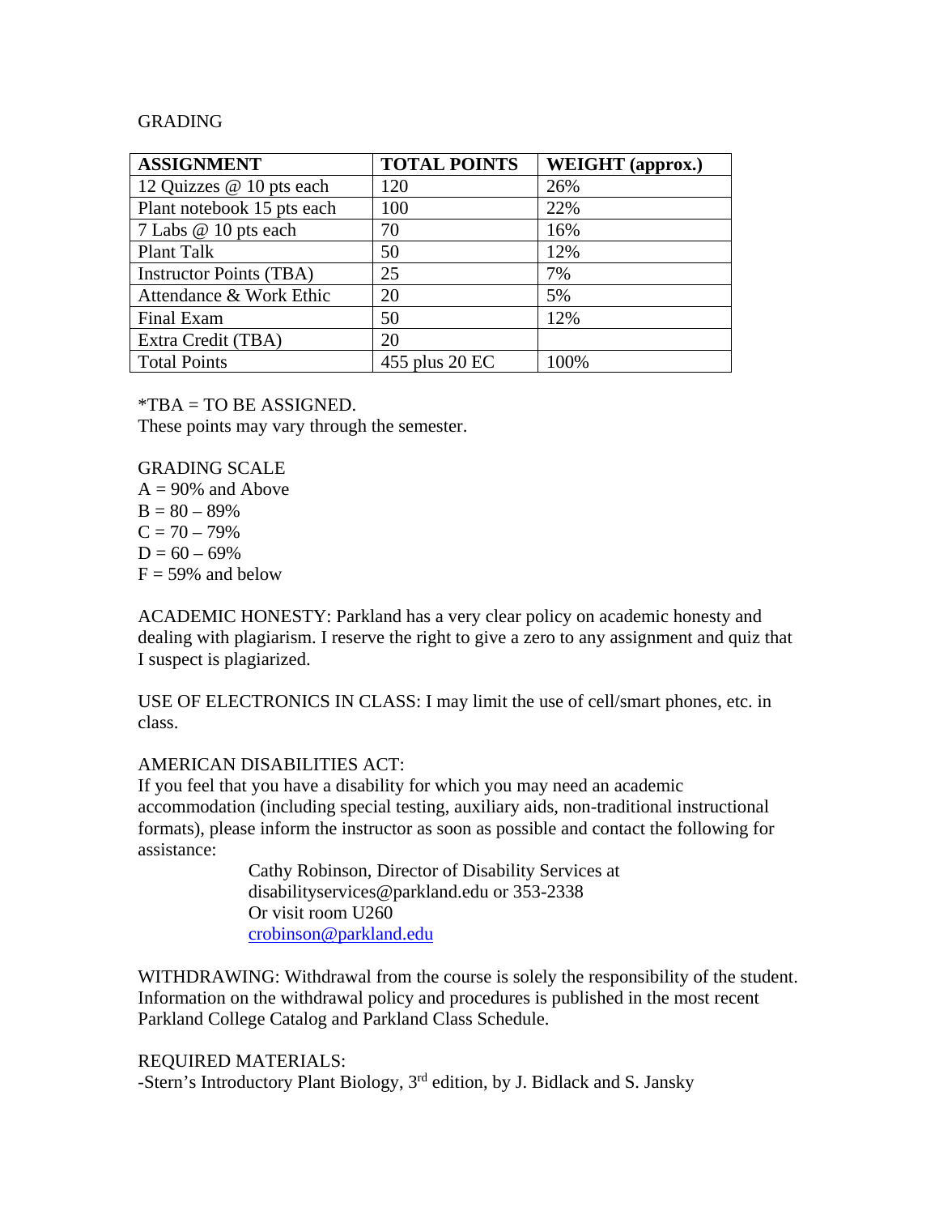GRADING

| ASSIGNMENT | TOTAL POINTS | WEIGHT (approx.) |
|---|---|---|
| 12 Quizzes @ 10 pts each | 120 | 26% |
| Plant notebook 15 pts each | 100 | 22% |
| 7 Labs @ 10 pts each | 70 | 16% |
| Plant Talk | 50 | 12% |
| Instructor Points (TBA) | 25 | 7% |
| Attendance & Work Ethic | 20 | 5% |
| Final Exam | 50 | 12% |
| Extra Credit (TBA) | 20 | |
| Total Points | 455 plus 20 EC | 100% |

*TBA = TO BE ASSIGNED.
These points may vary through the semester.

GRADING SCALE
A = 90% and Above
B = 80 – 89%
C = 70 – 79%
D = 60 – 69%
F = 59% and below

ACADEMIC HONESTY: Parkland has a very clear policy on academic honesty and dealing with plagiarism. I reserve the right to give a zero to any assignment and quiz that I suspect is plagiarized.

USE OF ELECTRONICS IN CLASS: I may limit the use of cell/smart phones, etc. in class.

AMERICAN DISABILITIES ACT:
If you feel that you have a disability for which you may need an academic accommodation (including special testing, auxiliary aids, non-traditional instructional formats), please inform the instructor as soon as possible and contact the following for assistance:

> Cathy Robinson, Director of Disability Services at
> disabilityservices@parkland.edu or 353-2338
> Or visit room U260
> crobinson@parkland.edu

WITHDRAWING: Withdrawal from the course is solely the responsibility of the student. Information on the withdrawal policy and procedures is published in the most recent Parkland College Catalog and Parkland Class Schedule.

REQUIRED MATERIALS:
-Stern's Introductory Plant Biology, 3rd edition, by J. Bidlack and S. Jansky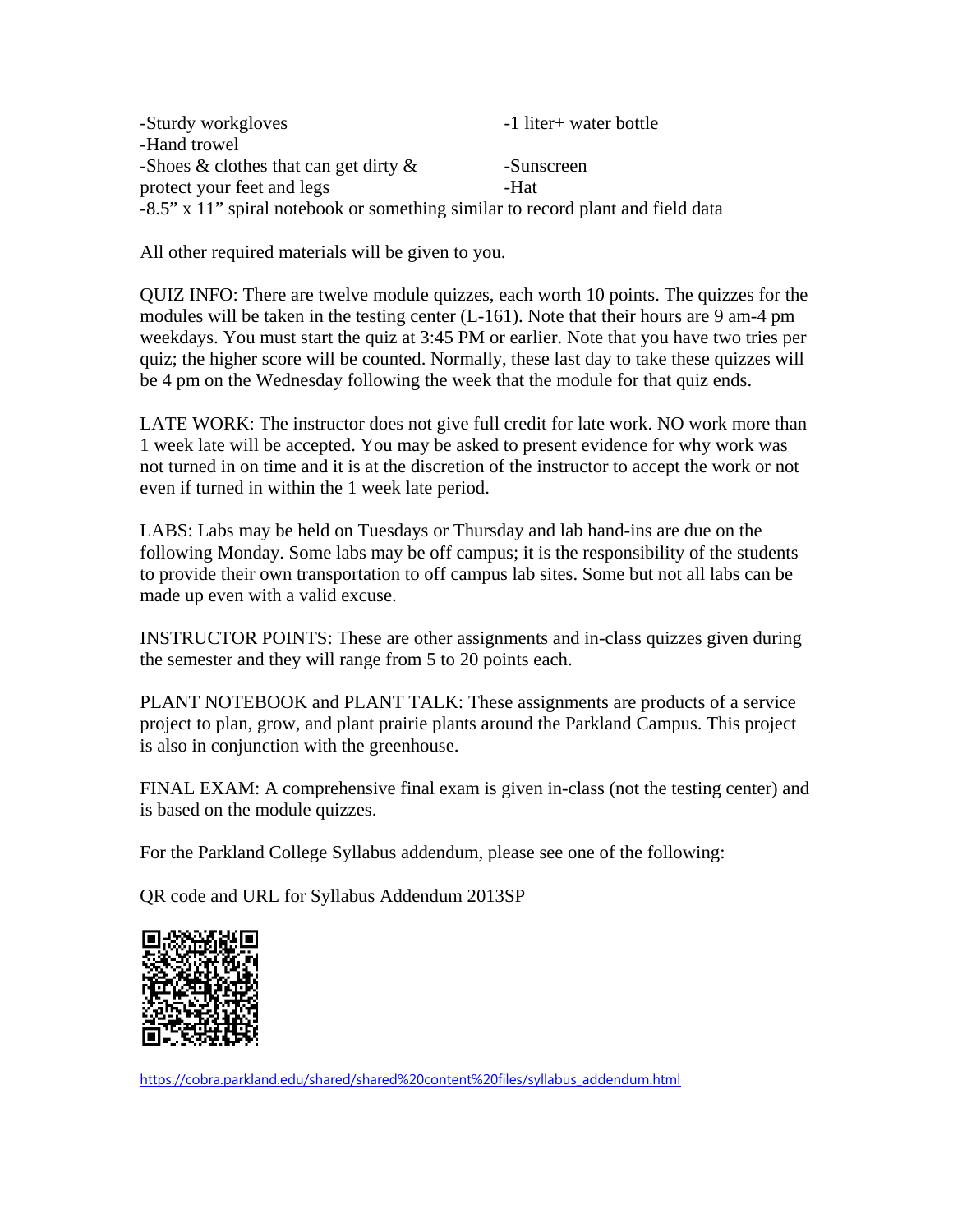-Sturdy workgloves

-Hand trowel

-Shoes & clothes that can get dirty & protect your feet and legs

-1 liter+ water bottle

-Sunscreen

-Hat

-8.5" x 11" spiral notebook or something similar to record plant and field data

All other required materials will be given to you.

QUIZ INFO: There are twelve module quizzes, each worth 10 points. The quizzes for the modules will be taken in the testing center (L-161). Note that their hours are 9 am-4 pm weekdays. You must start the quiz at 3:45 PM or earlier. Note that you have two tries per quiz; the higher score will be counted. Normally, these last day to take these quizzes will be 4 pm on the Wednesday following the week that the module for that quiz ends.

LATE WORK: The instructor does not give full credit for late work. NO work more than 1 week late will be accepted. You may be asked to present evidence for why work was not turned in on time and it is at the discretion of the instructor to accept the work or not even if turned in within the 1 week late period.

LABS: Labs may be held on Tuesdays or Thursday and lab hand-ins are due on the following Monday. Some labs may be off campus; it is the responsibility of the students to provide their own transportation to off campus lab sites. Some but not all labs can be made up even with a valid excuse.

INSTRUCTOR POINTS: These are other assignments and in-class quizzes given during the semester and they will range from 5 to 20 points each.

PLANT NOTEBOOK and PLANT TALK: These assignments are products of a service project to plan, grow, and plant prairie plants around the Parkland Campus. This project is also in conjunction with the greenhouse.

FINAL EXAM: A comprehensive final exam is given in-class (not the testing center) and is based on the module quizzes.

For the Parkland College Syllabus addendum, please see one of the following:

QR code and URL for Syllabus Addendum 2013SP

https://cobra.parkland.edu/shared/shared%20content%20files/syllabus_addendum.html